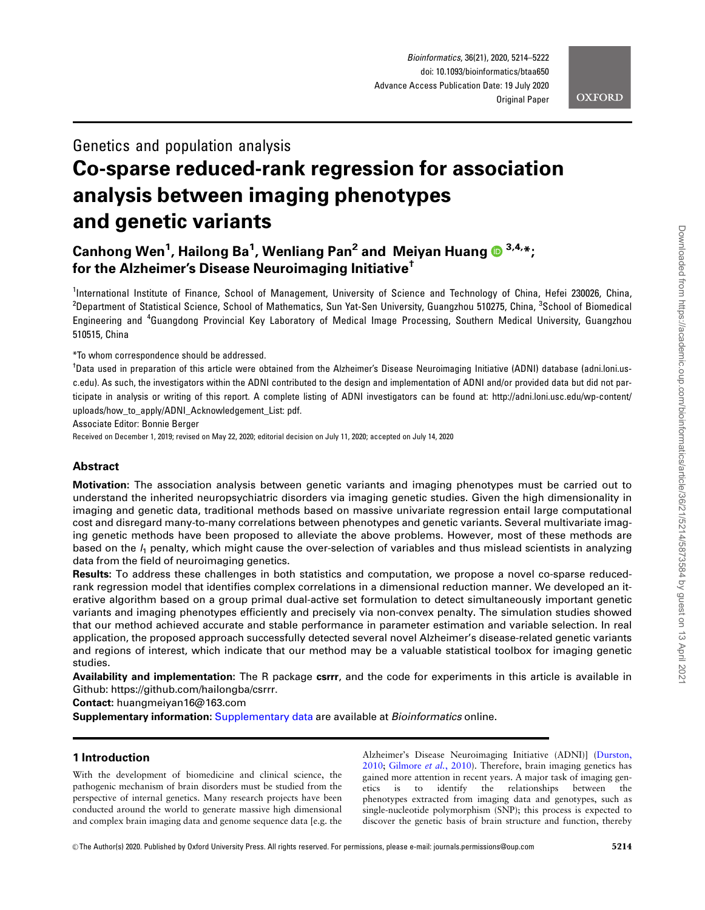Genetics and population analysis

# Co-sparse reduced-rank regression for association analysis between imaging phenotypes and genetic variants

**Canhong Wen[1], Hailong Ba[1], Wenliang Pan[2] and Meiyan Huang[3,4,*]; for the Alzheimer's Disease Neuroimaging Initiative[†]**

[1]International Institute of Finance, School of Management, University of Science and Technology of China, Hefei 230026, China, [2]Department of Statistical Science, School of Mathematics, Sun Yat-Sen University, Guangzhou 510275, China, [3]School of Biomedical Engineering and [4]Guangdong Provincial Key Laboratory of Medical Image Processing, Southern Medical University, Guangzhou 510515, China

*To whom correspondence should be addressed.

[†]Data used in preparation of this article were obtained from the Alzheimer's Disease Neuroimaging Initiative (ADNI) database (adni.loni.usc.edu). As such, the investigators within the ADNI contributed to the design and implementation of ADNI and/or provided data but did not participate in analysis or writing of this report. A complete listing of ADNI investigators can be found at: http://adni.loni.usc.edu/wp-content/uploads/how_to_apply/ADNI_Acknowledgement_List: pdf.

Associate Editor: Bonnie Berger

Received on December 1, 2019; revised on May 22, 2020; editorial decision on July 11, 2020; accepted on July 14, 2020

## Abstract

**Motivation:** The association analysis between genetic variants and imaging phenotypes must be carried out to understand the inherited neuropsychiatric disorders via imaging genetic studies. Given the high dimensionality in imaging and genetic data, traditional methods based on massive univariate regression entail large computational cost and disregard many-to-many correlations between phenotypes and genetic variants. Several multivariate imaging genetic methods have been proposed to alleviate the above problems. However, most of these methods are based on the $l_1$ penalty, which might cause the over-selection of variables and thus mislead scientists in analyzing data from the field of neuroimaging genetics.

**Results:** To address these challenges in both statistics and computation, we propose a novel co-sparse reduced-rank regression model that identifies complex correlations in a dimensional reduction manner. We developed an iterative algorithm based on a group primal dual-active set formulation to detect simultaneously important genetic variants and imaging phenotypes efficiently and precisely via non-convex penalty. The simulation studies showed that our method achieved accurate and stable performance in parameter estimation and variable selection. In real application, the proposed approach successfully detected several novel Alzheimer's disease-related genetic variants and regions of interest, which indicate that our method may be a valuable statistical toolbox for imaging genetic studies.

**Availability and implementation:** The R package **csrrr**, and the code for experiments in this article is available in Github: https://github.com/hailongba/csrrr.

**Contact:** huangmeiyan16@163.com

**Supplementary information:** Supplementary data are available at *Bioinformatics* online.

## 1 Introduction

With the development of biomedicine and clinical science, the pathogenic mechanism of brain disorders must be studied from the perspective of internal genetics. Many research projects have been conducted around the world to generate massive high dimensional and complex brain imaging data and genome sequence data [e.g. the Alzheimer's Disease Neuroimaging Initiative (ADNI)] (Durston, 2010; Gilmore *et al.*, 2010). Therefore, brain imaging genetics has gained more attention in recent years. A major task of imaging genetics is to identify the relationships between the phenotypes extracted from imaging data and genotypes, such as single-nucleotide polymorphism (SNP); this process is expected to discover the genetic basis of brain structure and function, thereby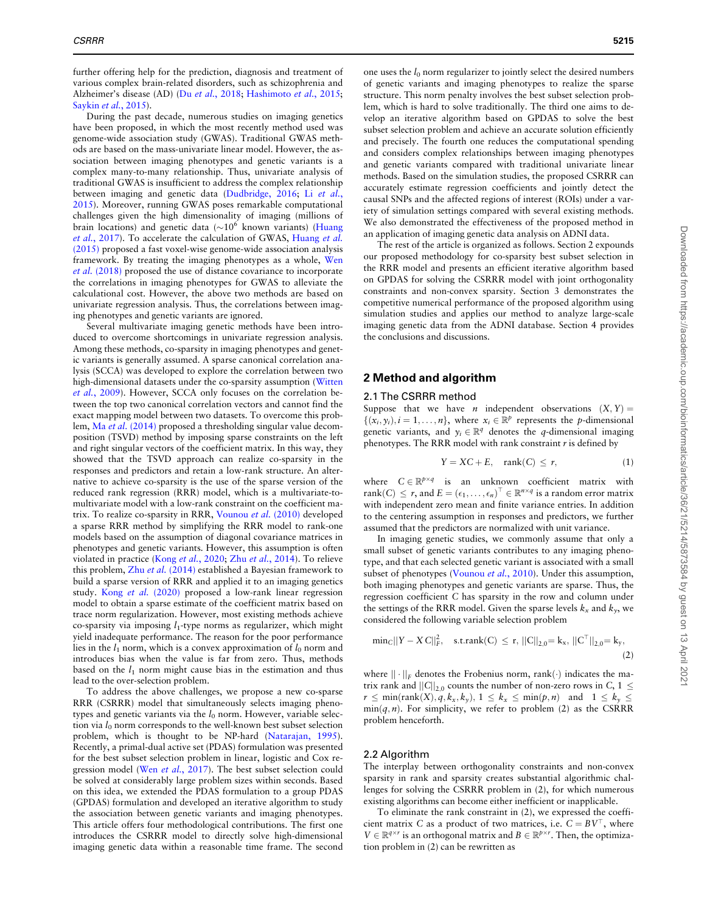further offering help for the prediction, diagnosis and treatment of various complex brain-related disorders, such as schizophrenia and Alzheimer's disease (AD) (Du *et al.*, 2018; Hashimoto *et al.*, 2015; Saykin *et al.*, 2015).

During the past decade, numerous studies on imaging genetics have been proposed, in which the most recently method used was genome-wide association study (GWAS). Traditional GWAS methods are based on the mass-univariate linear model. However, the association between imaging phenotypes and genetic variants is a complex many-to-many relationship. Thus, univariate analysis of traditional GWAS is insufficient to address the complex relationship between imaging and genetic data (Dudbridge, 2016; Li *et al.*, 2015). Moreover, running GWAS poses remarkable computational challenges given the high dimensionality of imaging (millions of brain locations) and genetic data ($\sim 10^6$ known variants) (Huang *et al.*, 2017). To accelerate the calculation of GWAS, Huang *et al.* (2015) proposed a fast voxel-wise genome-wide association analysis framework. By treating the imaging phenotypes as a whole, Wen *et al.* (2018) proposed the use of distance covariance to incorporate the correlations in imaging phenotypes for GWAS to alleviate the calculational cost. However, the above two methods are based on univariate regression analysis. Thus, the correlations between imaging phenotypes and genetic variants are ignored.

Several multivariate imaging genetic methods have been introduced to overcome shortcomings in univariate regression analysis. Among these methods, co-sparsity in imaging phenotypes and genetic variants is generally assumed. A sparse canonical correlation analysis (SCCA) was developed to explore the correlation between two high-dimensional datasets under the co-sparsity assumption (Witten *et al.*, 2009). However, SCCA only focuses on the correlation between the top two canonical correlation vectors and cannot find the exact mapping model between two datasets. To overcome this problem, Ma *et al.* (2014) proposed a thresholding singular value decomposition (TSVD) method by imposing sparse constraints on the left and right singular vectors of the coefficient matrix. In this way, they showed that the TSVD approach can realize co-sparsity in the responses and predictors and retain a low-rank structure. An alternative to achieve co-sparsity is the use of the sparse version of the reduced rank regression (RRR) model, which is a multivariate-to-multivariate model with a low-rank constraint on the coefficient matrix. To realize co-sparsity in RRR, Vounou *et al.* (2010) developed a sparse RRR method by simplifying the RRR model to rank-one models based on the assumption of diagonal covariance matrices in phenotypes and genetic variants. However, this assumption is often violated in practice (Kong *et al.*, 2020; Zhu *et al.*, 2014). To relieve this problem, Zhu *et al.* (2014) established a Bayesian framework to build a sparse version of RRR and applied it to an imaging genetics study. Kong *et al.* (2020) proposed a low-rank linear regression model to obtain a sparse estimate of the coefficient matrix based on trace norm regularization. However, most existing methods achieve co-sparsity via imposing $l_1$-type norms as regularizer, which might yield inadequate performance. The reason for the poor performance lies in the $l_1$ norm, which is a convex approximation of $l_0$ norm and introduces bias when the value is far from zero. Thus, methods based on the $l_1$ norm might cause bias in the estimation and thus lead to the over-selection problem.

To address the above challenges, we propose a new co-sparse RRR (CSRRR) model that simultaneously selects imaging phenotypes and genetic variants via the $l_0$ norm. However, variable selection via $l_0$ norm corresponds to the well-known best subset selection problem, which is thought to be NP-hard (Natarajan, 1995). Recently, a primal-dual active set (PDAS) formulation was presented for the best subset selection problem in linear, logistic and Cox regression model (Wen *et al.*, 2017). The best subset selection could be solved at considerably large problem sizes within seconds. Based on this idea, we extended the PDAS formulation to a group PDAS (GPDAS) formulation and developed an iterative algorithm to study the association between genetic variants and imaging phenotypes. This article offers four methodological contributions. The first one introduces the CSRRR model to directly solve high-dimensional imaging genetic data within a reasonable time frame. The second one uses the $l_0$ norm regularizer to jointly select the desired numbers of genetic variants and imaging phenotypes to realize the sparse structure. This norm penalty involves the best subset selection problem, which is hard to solve traditionally. The third one aims to develop an iterative algorithm based on GPDAS to solve the best subset selection problem and achieve an accurate solution efficiently and precisely. The fourth one reduces the computational spending and considers complex relationships between imaging phenotypes and genetic variants compared with traditional univariate linear methods. Based on the simulation studies, the proposed CSRRR can accurately estimate regression coefficients and jointly detect the causal SNPs and the affected regions of interest (ROIs) under a variety of simulation settings compared with several existing methods. We also demonstrated the effectiveness of the proposed method in an application of imaging genetic data analysis on ADNI data.

The rest of the article is organized as follows. Section 2 expounds our proposed methodology for co-sparsity best subset selection in the RRR model and presents an efficient iterative algorithm based on GPDAS for solving the CSRRR model with joint orthogonality constraints and non-convex sparsity. Section 3 demonstrates the competitive numerical performance of the proposed algorithm using simulation studies and applies our method to analyze large-scale imaging genetic data from the ADNI database. Section 4 provides the conclusions and discussions.

## 2 Method and algorithm

### 2.1 The CSRRR method

Suppose that we have $n$ independent observations $(X, Y) = \{(x_i, y_i), i = 1, \ldots, n\}$, where $x_i \in \mathbb{R}^p$ represents the $p$-dimensional genetic variants, and $y_i \in \mathbb{R}^q$ denotes the $q$-dimensional imaging phenotypes. The RRR model with rank constraint $r$ is defined by

$$Y = XC + E, \quad \text{rank}(C) \leq r, \tag{1}$$

where $C \in \mathbb{R}^{p \times q}$ is an unknown coefficient matrix with $\text{rank}(C) \leq r$, and $E = (\epsilon_1, \ldots, \epsilon_n)^\top \in \mathbb{R}^{n \times q}$ is a random error matrix with independent zero mean and finite variance entries. In addition to the centering assumption in responses and predictors, we further assumed that the predictors are normalized with unit variance.

In imaging genetic studies, we commonly assume that only a small subset of genetic variants contributes to any imaging phenotype, and that each selected genetic variant is associated with a small subset of phenotypes (Vounou *et al.*, 2010). Under this assumption, both imaging phenotypes and genetic variants are sparse. Thus, the regression coefficient $C$ has sparsity in the row and column under the settings of the RRR model. Given the sparse levels $k_x$ and $k_y$, we considered the following variable selection problem

$$\min_C ||Y - XC||_F^2, \quad \text{s.t.} \text{rank}(C) \leq r, \; ||C||_{2,0} = k_x, \; ||C^\top||_{2,0} = k_y, \tag{2}$$

where $||\cdot||_F$ denotes the Frobenius norm, $\text{rank}(\cdot)$ indicates the matrix rank and $||C||_{2,0}$ counts the number of non-zero rows in $C$, $1 \leq r \leq \min(\text{rank}(X), q, k_x, k_y)$, $1 \leq k_x \leq \min(p, n)$ and $1 \leq k_y \leq \min(q, n)$. For simplicity, we refer to problem (2) as the CSRRR problem henceforth.

### 2.2 Algorithm

The interplay between orthogonality constraints and non-convex sparsity in rank and sparsity creates substantial algorithmic challenges for solving the CSRRR problem in (2), for which numerous existing algorithms can become either inefficient or inapplicable.

To eliminate the rank constraint in (2), we expressed the coefficient matrix $C$ as a product of two matrices, i.e. $C = BV^\top$, where $V \in \mathbb{R}^{q \times r}$ is an orthogonal matrix and $B \in \mathbb{R}^{p \times r}$. Then, the optimization problem in (2) can be rewritten as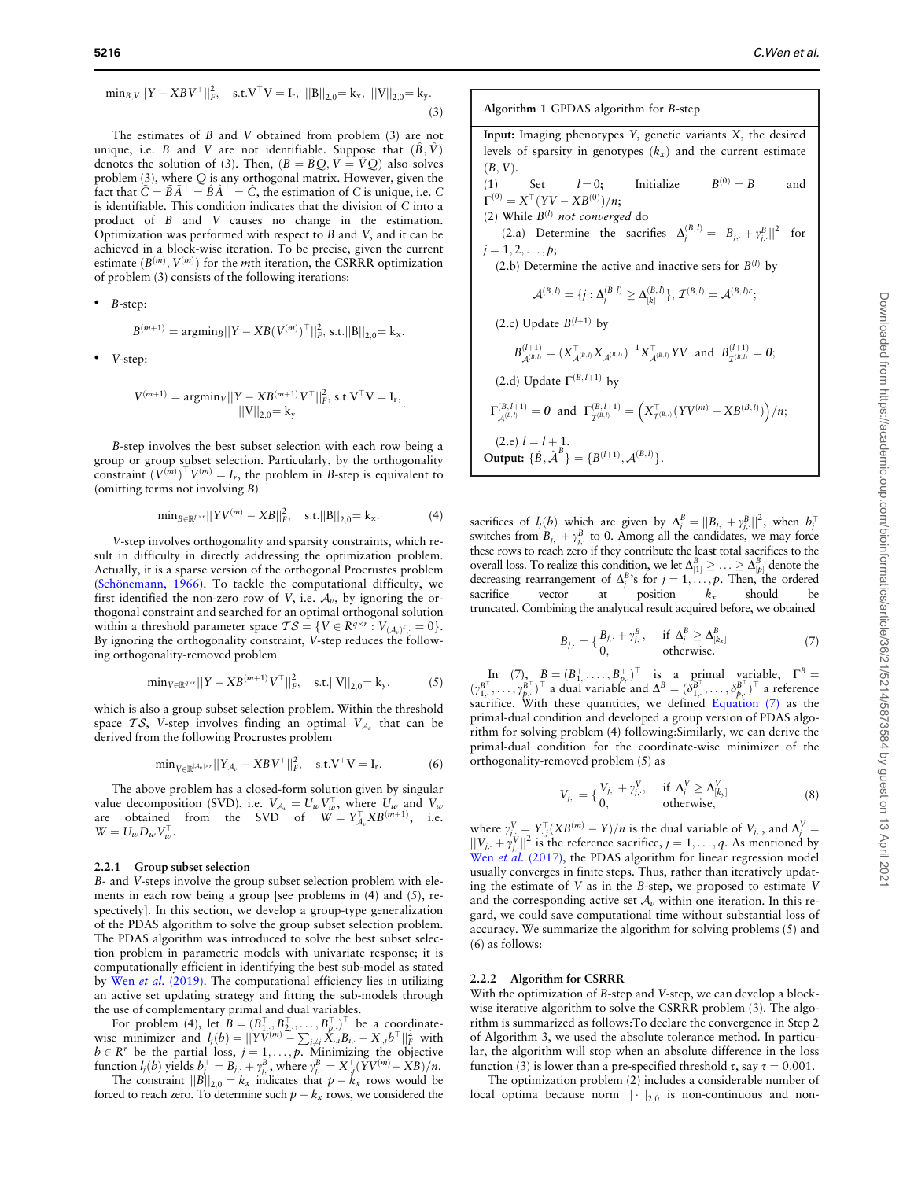$$\min_{B,V}||Y - XBV^{\top}||_F^2, \quad \text{s.t.} V^{\top}V = I_r, \ ||B||_{2,0} = k_x, \ ||V||_{2,0} = k_y. \tag{3}$$

The estimates of $B$ and $V$ obtained from problem (3) are not unique, i.e. $B$ and $V$ are not identifiable. Suppose that $(\hat{B}, \hat{V})$ denotes the solution of (3). Then, $(\tilde{B} = \hat{B}Q, \tilde{V} = \hat{V}Q)$ also solves problem (3), where $Q$ is any orthogonal matrix. However, given the fact that $\tilde{C} = \tilde{B}\tilde{A}^{\top} = \hat{B}\hat{A}^{\top} = \hat{C}$, the estimation of $C$ is unique, i.e. $C$ is identifiable. This condition indicates that the division of $C$ into a product of $B$ and $V$ causes no change in the estimation. Optimization was performed with respect to $B$ and $V$, and it can be achieved in a block-wise iteration. To be precise, given the current estimate $(B^{(m)}, V^{(m)})$ for the $m$th iteration, the CSRRR optimization of problem (3) consists of the following iterations:

- $B$-step:

$$B^{(m+1)} = \text{argmin}_B||Y - XB(V^{(m)})^{\top}||_F^2, \text{ s.t.}||B||_{2,0} = k_x.$$

- $V$-step:

$$V^{(m+1)} = \text{argmin}_V||Y - XB^{(m+1)}V^{\top}||_F^2, \text{ s.t.} V^{\top}V = I_r, \ ||V||_{2,0} = k_y.$$

$B$-step involves the best subset selection with each row being a group or group subset selection. Particularly, by the orthogonality constraint $(V^{(m)})^{\top}V^{(m)} = I_r$, the problem in $B$-step is equivalent to (omitting terms not involving $B$)

$$\min_{B \in \mathbb{R}^{p \times r}}||YV^{(m)} - XB||_F^2, \quad \text{s.t.}||B||_{2,0} = k_x. \tag{4}$$

$V$-step involves orthogonality and sparsity constraints, which result in difficulty in directly addressing the optimization problem. Actually, it is a sparse version of the orthogonal Procrustes problem (Schönemann, 1966). To tackle the computational difficulty, we first identified the non-zero row of $V$, i.e. $\mathcal{A}_v$, by ignoring the orthogonal constraint and searched for an optimal orthogonal solution within a threshold parameter space $\mathcal{TS} = \{V \in R^{q \times r} : V_{(\mathcal{A}_v)^c,\cdot} = 0\}$. By ignoring the orthogonality constraint, $V$-step reduces the following orthogonality-removed problem

$$\min_{V \in \mathbb{R}^{q \times r}}||Y - XB^{(m+1)}V^{\top}||_F^2, \quad \text{s.t.}||V||_{2,0} = k_y. \tag{5}$$

which is also a group subset selection problem. Within the threshold space $\mathcal{TS}$, $V$-step involves finding an optimal $V_{\mathcal{A}_v}$ that can be derived from the following Procrustes problem

$$\min_{V \in \mathbb{R}^{|\mathcal{A}_v| \times r}}||Y_{\mathcal{A}_v} - XBV^{\top}||_F^2, \quad \text{s.t.} V^{\top}V = I_r. \tag{6}$$

The above problem has a closed-form solution given by singular value decomposition (SVD), i.e. $V_{\mathcal{A}_v} = U_w V_w^{\top}$, where $U_w$ and $V_w$ are obtained from the SVD of $W = Y_{\mathcal{A}_v}^{\top} XB^{(m+1)}$, i.e. $W = U_w D_w V_w^{\top}$.

### 2.2.1 Group subset selection

$B$- and $V$-steps involve the group subset selection problem with elements in each row being a group [see problems in (4) and (5), respectively]. In this section, we develop a group-type generalization of the PDAS algorithm to solve the group subset selection problem. The PDAS algorithm was introduced to solve the best subset selection problem in parametric models with univariate response; it is computationally efficient in identifying the best sub-model as stated by Wen *et al.* (2019). The computational efficiency lies in utilizing an active set updating strategy and fitting the sub-models through the use of complementary primal and dual variables.

For problem (4), let $B = (B_{1,\cdot}^{\top}, B_{2,\cdot}^{\top}, \ldots, B_{p,\cdot}^{\top})^{\top}$ be a coordinate-wise minimizer and $l_j(b) = ||YV^{(m)} - \sum_{i \neq j} X_{\cdot,i}B_{i,\cdot} - X_{\cdot,j}b^{\top}||_F^2$ with $b \in R^r$ be the partial loss, $j = 1, \ldots, p$. Minimizing the objective function $l_j(b)$ yields $b_j^{\top} = B_{j,\cdot} + \gamma_{j,\cdot}^B$, where $\gamma_{j,\cdot}^B = X_{\cdot,j}^{\top}(YV^{(m)} - XB)/n$.

The constraint $||B||_{2,0} = k_x$ indicates that $p - k_x$ rows would be forced to reach zero. To determine such $p - k_x$ rows, we considered the sacrifices of $l_j(b)$ which are given by $\Delta_j^B = ||B_{j,\cdot} + \gamma_{j,\cdot}^B||^2$, when $b_j^{\top}$ switches from $B_{j,\cdot} + \gamma_{j,\cdot}^B$ to $\mathbf{0}$. Among all the candidates, we may force these rows to reach zero if they contribute the least total sacrifices to the overall loss. To realize this condition, we let $\Delta_{[1]}^B \geq \ldots \geq \Delta_{[p]}^B$ denote the decreasing rearrangement of $\Delta_j^B$'s for $j = 1, \ldots, p$. Then, the ordered sacrifice vector at position $k_x$ should be truncated. Combining the analytical result acquired before, we obtained

$$B_{j,\cdot} = \begin{cases} B_{j,\cdot} + \gamma_{j,\cdot}^B, & \text{if } \Delta_j^B \geq \Delta_{[k_x]}^B \\ 0, & \text{otherwise.} \end{cases} \tag{7}$$

In (7), $B = (B_{1,\cdot}^{\top}, \ldots, B_{p,\cdot}^{\top})^{\top}$ is a primal variable, $\Gamma^B = (\gamma_{1,\cdot}^{B^{\top}}, \ldots, \gamma_{p,\cdot}^{B^{\top}})^{\top}$ a dual variable and $\Delta^B = (\delta_{1,\cdot}^{B^{\top}}, \ldots, \delta_{p,\cdot}^{B^{\top}})^{\top}$ a reference sacrifice. With these quantities, we defined Equation (7) as the primal-dual condition and developed a group version of PDAS algorithm for solving problem (4) following:Similarly, we can derive the primal-dual condition for the coordinate-wise minimizer of the orthogonality-removed problem (5) as

$$V_{j,\cdot} = \begin{cases} V_{j,\cdot} + \gamma_{j,\cdot}^V, & \text{if } \Delta_j^V \geq \Delta_{[k_y]}^V \\ 0, & \text{otherwise,} \end{cases} \tag{8}$$

where $\gamma_{j,\cdot}^V = Y_{\cdot,j}^{\top}(XB^{(m)} - Y)/n$ is the dual variable of $V_{j,\cdot}$, and $\Delta_j^V = ||V_{j,\cdot} + \gamma_{j,\cdot}^V||^2$ is the reference sacrifice, $j = 1, \ldots, q$. As mentioned by Wen *et al.* (2017), the PDAS algorithm for linear regression model usually converges in finite steps. Thus, rather than iteratively updating the estimate of $V$ as in the $B$-step, we proposed to estimate $V$ and the corresponding active set $\mathcal{A}_v$ within one iteration. In this regard, we could save computational time without substantial loss of accuracy. We summarize the algorithm for solving problems (5) and (6) as follows:

**Algorithm 1** GPDAS algorithm for $B$-step

**Input:** Imaging phenotypes $Y$, genetic variants $X$, the desired levels of sparsity in genotypes ($k_x$) and the current estimate $(B, V)$.

(1) Set $l = 0$; Initialize $B^{(0)} = B$ and $\Gamma^{(0)} = X^{\top}(YV - XB^{(0)})/n$;

(2) While $B^{(l)}$ *not converged* do

(2.a) Determine the sacrifices $\Delta_j^{(B,l)} = ||B_{j,\cdot} + \gamma_{j,\cdot}^B||^2$ for $j = 1, 2, \ldots, p$;

(2.b) Determine the active and inactive sets for $B^{(l)}$ by

$$\mathcal{A}^{(B,l)} = \{j : \Delta_j^{(B,l)} \geq \Delta_{[k]}^{(B,l)}\}, \ \mathcal{I}^{(B,l)} = \mathcal{A}^{(B,l)c};$$

(2.c) Update $B^{(l+1)}$ by

$$B_{\mathcal{A}^{(B,l)}}^{(l+1)} = (X_{\mathcal{A}^{(B,l)}}^{\top} X_{\mathcal{A}^{(B,l)}})^{-1} X_{\mathcal{A}^{(B,l)}}^{\top} YV \ \text{and} \ B_{\mathcal{I}^{(B,l)}}^{(l+1)} = \mathbf{0};$$

(2.d) Update $\Gamma^{(B,l+1)}$ by

$$\Gamma_{\mathcal{A}^{(B,l)}}^{(B,l+1)} = \mathbf{0} \ \text{and} \ \Gamma_{\mathcal{I}^{(B,l)}}^{(B,l+1)} = \left(X_{\mathcal{I}^{(B,l)}}^{\top}(YV^{(m)} - XB^{(B,l)})\right)/n;$$

(2.e) $l = l + 1$.

**Output:** $\{\hat{B}, \hat{\mathcal{A}}^B\} = \{B^{(l+1)}, \mathcal{A}^{(B,l)}\}$.

### 2.2.2 Algorithm for CSRRR

With the optimization of $B$-step and $V$-step, we can develop a block-wise iterative algorithm to solve the CSRRR problem (3). The algorithm is summarized as follows:To declare the convergence in Step 2 of Algorithm 3, we used the absolute tolerance method. In particular, the algorithm will stop when an absolute difference in the loss function (3) is lower than a pre-specified threshold $\tau$, say $\tau = 0.001$.

The optimization problem (2) includes a considerable number of local optima because norm $||\cdot||_{2,0}$ is non-continuous and non-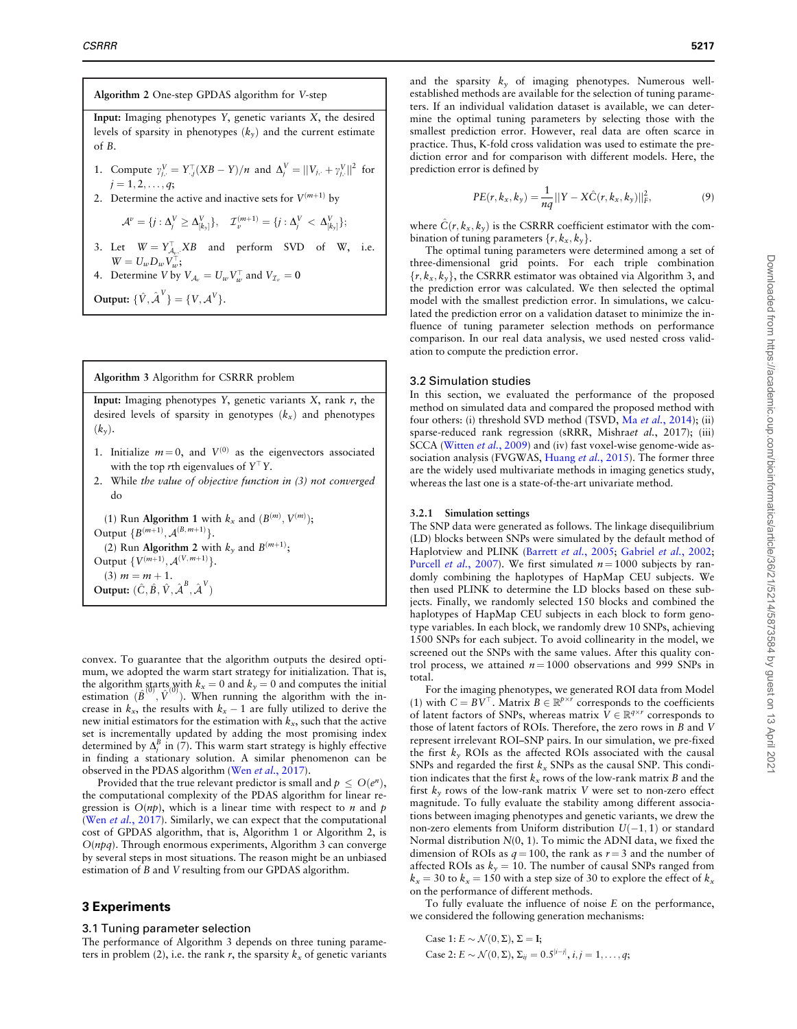**Algorithm 2** One-step GPDAS algorithm for *V*-step

**Input:** Imaging phenotypes $Y$, genetic variants $X$, the desired levels of sparsity in phenotypes ($k_y$) and the current estimate of $B$.

1. Compute $\gamma^V_{j\cdot} = Y^\top_{\cdot j}(XB - Y)/n$ and $\Delta^V_j = \|V_{j\cdot} + \gamma^V_{j\cdot}\|^2$ for $j = 1, 2, \ldots, q$;
2. Determine the active and inactive sets for $V^{(m+1)}$ by

$$\mathcal{A}^v = \{j : \Delta^V_j \geq \Delta^V_{[k_y]}\}, \quad \mathcal{I}^{(m+1)}_v = \{j : \Delta^V_j < \Delta^V_{[k_y]}\};$$

3. Let $W = Y^\top_{\mathcal{A}_v\cdot} XB$ and perform SVD of W, i.e. $W = U_w D_w V_w^\top$;
4. Determine $V$ by $V_{\mathcal{A}_v} = U_w V_w^\top$ and $V_{\mathcal{I}_v} = \mathbf{0}$

**Output:** $\{\hat{V}, \hat{\mathcal{A}}^V\} = \{V, \mathcal{A}^V\}$.

**Algorithm 3** Algorithm for CSRRR problem

**Input:** Imaging phenotypes $Y$, genetic variants $X$, rank $r$, the desired levels of sparsity in genotypes ($k_x$) and phenotypes ($k_y$).

1. Initialize $m = 0$, and $V^{(0)}$ as the eigenvectors associated with the top $r$th eigenvalues of $Y^\top Y$.
2. While *the value of objective function in (3) not converged* do

 (1) Run **Algorithm 1** with $k_x$ and $(B^{(m)}, V^{(m)})$;
 Output $\{B^{(m+1)}, \mathcal{A}^{(B,m+1)}\}$.
 (2) Run **Algorithm 2** with $k_y$ and $B^{(m+1)}$;
 Output $\{V^{(m+1)}, \mathcal{A}^{(V,m+1)}\}$.
 (3) $m = m + 1$.

**Output:** $(\hat{C}, \hat{B}, \hat{V}, \hat{\mathcal{A}}^B, \hat{\mathcal{A}}^V)$

convex. To guarantee that the algorithm outputs the desired optimum, we adopted the warm start strategy for initialization. That is, the algorithm starts with $k_x = 0$ and $k_y = 0$ and computes the initial estimation $(\hat{B}^{(0)}, \hat{V}^{(0)})$. When running the algorithm with the increase in $k_x$, the results with $k_x - 1$ are fully utilized to derive the new initial estimators for the estimation with $k_x$, such that the active set is incrementally updated by adding the most promising index determined by $\Delta^B_j$ in (7). This warm start strategy is highly effective in finding a stationary solution. A similar phenomenon can be observed in the PDAS algorithm (Wen *et al.*, 2017).

Provided that the true relevant predictor is small and $p \leq O(e^n)$, the computational complexity of the PDAS algorithm for linear regression is $O(np)$, which is a linear time with respect to $n$ and $p$ (Wen *et al.*, 2017). Similarly, we can expect that the computational cost of GPDAS algorithm, that is, Algorithm 1 or Algorithm 2, is $O(npq)$. Through enormous experiments, Algorithm 3 can converge by several steps in most situations. The reason might be an unbiased estimation of $B$ and $V$ resulting from our GPDAS algorithm.

## 3 Experiments

### 3.1 Tuning parameter selection

The performance of Algorithm 3 depends on three tuning parameters in problem (2), i.e. the rank $r$, the sparsity $k_x$ of genetic variants and the sparsity $k_y$ of imaging phenotypes. Numerous well-established methods are available for the selection of tuning parameters. If an individual validation dataset is available, we can determine the optimal tuning parameters by selecting those with the smallest prediction error. However, real data are often scarce in practice. Thus, K-fold cross validation was used to estimate the prediction error and for comparison with different models. Here, the prediction error is defined by

$$PE(r, k_x, k_y) = \frac{1}{nq}\|Y - X\hat{C}(r, k_x, k_y)\|^2_F, \tag{9}$$

where $\hat{C}(r, k_x, k_y)$ is the CSRRR coefficient estimator with the combination of tuning parameters $\{r, k_x, k_y\}$.

The optimal tuning parameters were determined among a set of three-dimensional grid points. For each triple combination $\{r, k_x, k_y\}$, the CSRRR estimator was obtained via Algorithm 3, and the prediction error was calculated. We then selected the optimal model with the smallest prediction error. In simulations, we calculated the prediction error on a validation dataset to minimize the influence of tuning parameter selection methods on performance comparison. In our real data analysis, we used nested cross validation to compute the prediction error.

### 3.2 Simulation studies

In this section, we evaluated the performance of the proposed method on simulated data and compared the proposed method with four others: (i) threshold SVD method (TSVD, Ma *et al.*, 2014); (ii) sparse-reduced rank regression (sRRR, Mishra*et al.*, 2017); (iii) SCCA (Witten *et al.*, 2009) and (iv) fast voxel-wise genome-wide association analysis (FVGWAS, Huang *et al.*, 2015). The former three are the widely used multivariate methods in imaging genetics study, whereas the last one is a state-of-the-art univariate method.

#### 3.2.1 Simulation settings

The SNP data were generated as follows. The linkage disequilibrium (LD) blocks between SNPs were simulated by the default method of Haplotview and PLINK (Barrett *et al.*, 2005; Gabriel *et al.*, 2002; Purcell *et al.*, 2007). We first simulated $n = 1000$ subjects by randomly combining the haplotypes of HapMap CEU subjects. We then used PLINK to determine the LD blocks based on these subjects. Finally, we randomly selected 150 blocks and combined the haplotypes of HapMap CEU subjects in each block to form genotype variables. In each block, we randomly drew 10 SNPs, achieving 1500 SNPs for each subject. To avoid collinearity in the model, we screened out the SNPs with the same values. After this quality control process, we attained $n = 1000$ observations and 999 SNPs in total.

For the imaging phenotypes, we generated ROI data from Model (1) with $C = BV^\top$. Matrix $B \in \mathbb{R}^{p\times r}$ corresponds to the coefficients of latent factors of SNPs, whereas matrix $V \in \mathbb{R}^{q\times r}$ corresponds to those of latent factors of ROIs. Therefore, the zero rows in $B$ and $V$ represent irrelevant ROI–SNP pairs. In our simulation, we pre-fixed the first $k_y$ ROIs as the affected ROIs associated with the causal SNPs and regarded the first $k_x$ SNPs as the causal SNP. This condition indicates that the first $k_x$ rows of the low-rank matrix $B$ and the first $k_y$ rows of the low-rank matrix $V$ were set to non-zero effect magnitude. To fully evaluate the stability among different associations between imaging phenotypes and genetic variants, we drew the non-zero elements from Uniform distribution $U(-1, 1)$ or standard Normal distribution $N(0, 1)$. To mimic the ADNI data, we fixed the dimension of ROIs as $q = 100$, the rank as $r = 3$ and the number of affected ROIs as $k_y = 10$. The number of causal SNPs ranged from $k_x = 30$ to $k_x = 150$ with a step size of 30 to explore the effect of $k_x$ on the performance of different methods.

To fully evaluate the influence of noise $E$ on the performance, we considered the following generation mechanisms:

Case 1: $E \sim \mathcal{N}(0, \Sigma)$, $\Sigma = \mathbf{I}$;
Case 2: $E \sim \mathcal{N}(0, \Sigma)$, $\Sigma_{ij} = 0.5^{|i-j|}$, $i, j = 1, \ldots, q$;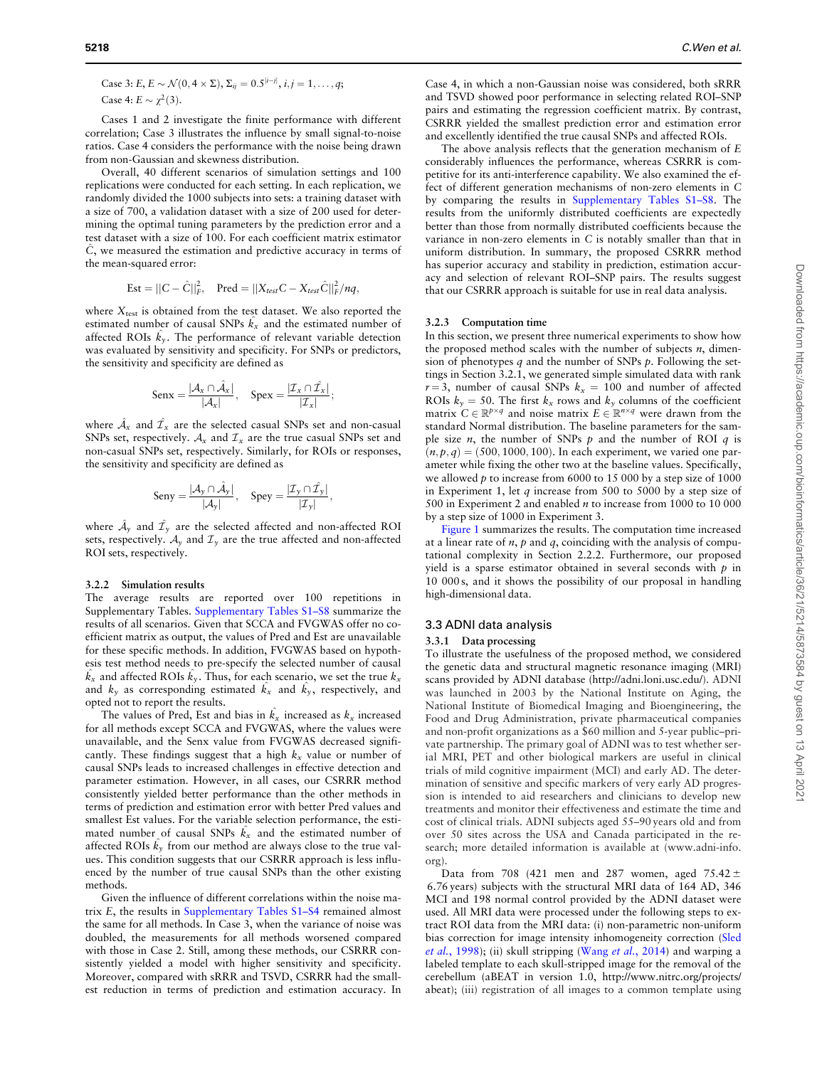Case 3: $E, E \sim \mathcal{N}(0, 4 \times \Sigma), \Sigma_{ij} = 0.5^{|i-j|}, i, j = 1, \ldots, q$;

Case 4: $E \sim \chi^2(3)$.

Cases 1 and 2 investigate the finite performance with different correlation; Case 3 illustrates the influence by small signal-to-noise ratios. Case 4 considers the performance with the noise being drawn from non-Gaussian and skewness distribution.

Overall, 40 different scenarios of simulation settings and 100 replications were conducted for each setting. In each replication, we randomly divided the 1000 subjects into sets: a training dataset with a size of 700, a validation dataset with a size of 200 used for determining the optimal tuning parameters by the prediction error and a test dataset with a size of 100. For each coefficient matrix estimator $\hat{C}$, we measured the estimation and predictive accuracy in terms of the mean-squared error:

$$\text{Est} = ||C - \hat{C}||_F^2, \quad \text{Pred} = ||X_{test}C - X_{test}\hat{C}||_F^2/nq,$$

where $X_{\text{test}}$ is obtained from the test dataset. We also reported the estimated number of causal SNPs $\hat{k_x}$ and the estimated number of affected ROIs $\hat{k_y}$. The performance of relevant variable detection was evaluated by sensitivity and specificity. For SNPs or predictors, the sensitivity and specificity are defined as

$$\text{Senx} = \frac{|\mathcal{A}_x \cap \hat{\mathcal{A}}_x|}{|\mathcal{A}_x|}, \quad \text{Spex} = \frac{|\mathcal{I}_x \cap \hat{\mathcal{I}_x}|}{|\mathcal{I}_x|};$$

where $\hat{\mathcal{A}}_x$ and $\hat{\mathcal{I}_x}$ are the selected casual SNPs set and non-casual SNPs set, respectively. $\mathcal{A}_x$ and $\mathcal{I}_x$ are the true causal SNPs set and non-casual SNPs set, respectively. Similarly, for ROIs or responses, the sensitivity and specificity are defined as

$$\text{Seny} = \frac{|\mathcal{A}_y \cap \hat{\mathcal{A}}_y|}{|\mathcal{A}_y|}, \quad \text{Spey} = \frac{|\mathcal{I}_y \cap \hat{\mathcal{I}_y}|}{|\mathcal{I}_y|},$$

where $\hat{\mathcal{A}}_y$ and $\hat{\mathcal{I}_y}$ are the selected affected and non-affected ROI sets, respectively. $\mathcal{A}_y$ and $\mathcal{I}_y$ are the true affected and non-affected ROI sets, respectively.

#### 3.2.2 Simulation results

The average results are reported over 100 repetitions in Supplementary Tables. Supplementary Tables S1–S8 summarize the results of all scenarios. Given that SCCA and FVGWAS offer no coefficient matrix as output, the values of Pred and Est are unavailable for these specific methods. In addition, FVGWAS based on hypothesis test method needs to pre-specify the estimated number of causal $\hat{k_x}$ and affected ROIs $\hat{k_y}$. Thus, for each scenario, we set the true $k_x$ and $k_y$ as corresponding estimated $\hat{k_x}$ and $\hat{k_y}$, respectively, and opted not to report the results.

The values of Pred, Est and bias in $\hat{k_x}$ increased as $k_x$ increased for all methods except SCCA and FVGWAS, where the values were unavailable, and the Senx value from FVGWAS decreased significantly. These findings suggest that a high $k_x$ value or number of causal SNPs leads to increased challenges in effective detection and parameter estimation. However, in all cases, our CSRRR method consistently yielded better performance than the other methods in terms of prediction and estimation error with better Pred values and smallest Est values. For the variable selection performance, the estimated number of causal SNPs $\hat{k_x}$ and the estimated number of affected ROIs $\hat{k_y}$ from our method are always close to the true values. This condition suggests that our CSRRR approach is less influenced by the number of true causal SNPs than the other existing methods.

Given the influence of different correlations within the noise matrix $E$, the results in Supplementary Tables S1–S4 remained almost the same for all methods. In Case 3, when the variance of noise was doubled, the measurements for all methods worsened compared with those in Case 2. Still, among these methods, our CSRRR consistently yielded a model with higher sensitivity and specificity. Moreover, compared with sRRR and TSVD, CSRRR had the smallest reduction in terms of prediction and estimation accuracy. In Case 4, in which a non-Gaussian noise was considered, both sRRR and TSVD showed poor performance in selecting related ROI–SNP pairs and estimating the regression coefficient matrix. By contrast, CSRRR yielded the smallest prediction error and estimation error and excellently identified the true causal SNPs and affected ROIs.

The above analysis reflects that the generation mechanism of $E$ considerably influences the performance, whereas CSRRR is competitive for its anti-interference capability. We also examined the effect of different generation mechanisms of non-zero elements in $C$ by comparing the results in Supplementary Tables S1–S8. The results from the uniformly distributed coefficients are expectedly better than those from normally distributed coefficients because the variance in non-zero elements in $C$ is notably smaller than that in uniform distribution. In summary, the proposed CSRRR method has superior accuracy and stability in prediction, estimation accuracy and selection of relevant ROI–SNP pairs. The results suggest that our CSRRR approach is suitable for use in real data analysis.

#### 3.2.3 Computation time

In this section, we present three numerical experiments to show how the proposed method scales with the number of subjects $n$, dimension of phenotypes $q$ and the number of SNPs $p$. Following the settings in Section 3.2.1, we generated simple simulated data with rank $r = 3$, number of causal SNPs $k_x = 100$ and number of affected ROIs $k_y = 50$. The first $k_x$ rows and $k_y$ columns of the coefficient matrix $C \in \mathbb{R}^{p \times q}$ and noise matrix $E \in \mathbb{R}^{n \times q}$ were drawn from the standard Normal distribution. The baseline parameters for the sample size $n$, the number of SNPs $p$ and the number of ROI $q$ is $(n, p, q) = (500, 1000, 100)$. In each experiment, we varied one parameter while fixing the other two at the baseline values. Specifically, we allowed $p$ to increase from 6000 to 15 000 by a step size of 1000 in Experiment 1, let $q$ increase from 500 to 5000 by a step size of 500 in Experiment 2 and enabled $n$ to increase from 1000 to 10 000 by a step size of 1000 in Experiment 3.

Figure 1 summarizes the results. The computation time increased at a linear rate of $n$, $p$ and $q$, coinciding with the analysis of computational complexity in Section 2.2.2. Furthermore, our proposed yield is a sparse estimator obtained in several seconds with $p$ in 10 000s, and it shows the possibility of our proposal in handling high-dimensional data.

### 3.3 ADNI data analysis

#### 3.3.1 Data processing

To illustrate the usefulness of the proposed method, we considered the genetic data and structural magnetic resonance imaging (MRI) scans provided by ADNI database (http://adni.loni.usc.edu/). ADNI was launched in 2003 by the National Institute on Aging, the National Institute of Biomedical Imaging and Bioengineering, the Food and Drug Administration, private pharmaceutical companies and non-profit organizations as a $60 million and 5-year public–private partnership. The primary goal of ADNI was to test whether serial MRI, PET and other biological markers are useful in clinical trials of mild cognitive impairment (MCI) and early AD. The determination of sensitive and specific markers of very early AD progression is intended to aid researchers and clinicians to develop new treatments and monitor their effectiveness and estimate the time and cost of clinical trials. ADNI subjects aged 55–90 years old and from over 50 sites across the USA and Canada participated in the research; more detailed information is available at (www.adni-info.org).

Data from 708 (421 men and 287 women, aged $75.42 \pm 6.76$ years) subjects with the structural MRI data of 164 AD, 346 MCI and 198 normal control provided by the ADNI dataset were used. All MRI data were processed under the following steps to extract ROI data from the MRI data: (i) non-parametric non-uniform bias correction for image intensity inhomogeneity correction (Sled *et al.*, 1998); (ii) skull stripping (Wang *et al.*, 2014) and warping a labeled template to each skull-stripped image for the removal of the cerebellum (aBEAT in version 1.0, http://www.nitrc.org/projects/abeat); (iii) registration of all images to a common template using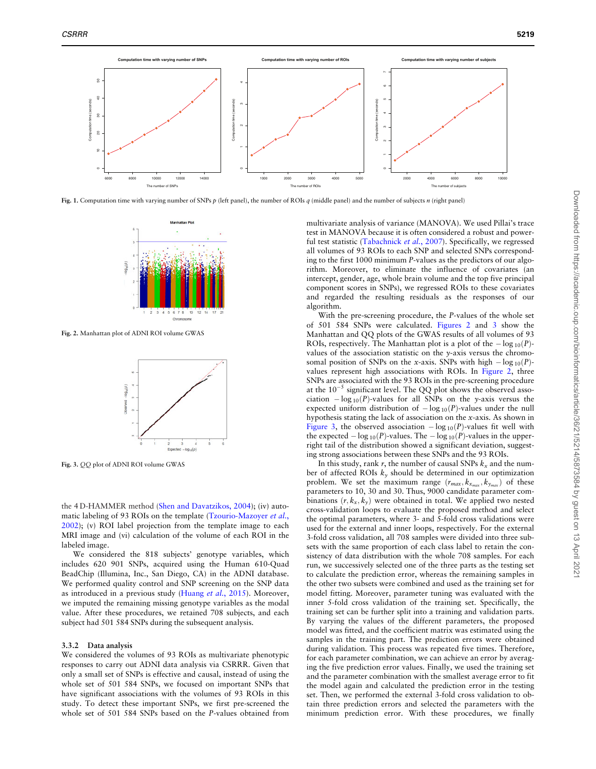Fig. 1. Computation time with varying number of SNPs $p$ (left panel), the number of ROIs $q$ (middle panel) and the number of subjects $n$ (right panel)

Fig. 2. Manhattan plot of ADNI ROI volume GWAS

Fig. 3. $QQ$ plot of ADNI ROI volume GWAS

the 4 D-HAMMER method (Shen and Davatzikos, 2004); (iv) automatic labeling of 93 ROIs on the template (Tzourio-Mazoyer *et al.*, 2002); (v) ROI label projection from the template image to each MRI image and (vi) calculation of the volume of each ROI in the labeled image.

We considered the 818 subjects' genotype variables, which includes 620 901 SNPs, acquired using the Human 610-Quad BeadChip (Illumina, Inc., San Diego, CA) in the ADNI database. We performed quality control and SNP screening on the SNP data as introduced in a previous study (Huang *et al.*, 2015). Moreover, we imputed the remaining missing genotype variables as the modal value. After these procedures, we retained 708 subjects, and each subject had 501 584 SNPs during the subsequent analysis.

### 3.3.2 Data analysis

We considered the volumes of 93 ROIs as multivariate phenotypic responses to carry out ADNI data analysis via CSRRR. Given that only a small set of SNPs is effective and causal, instead of using the whole set of 501 584 SNPs, we focused on important SNPs that have significant associations with the volumes of 93 ROIs in this study. To detect these important SNPs, we first pre-screened the whole set of 501 584 SNPs based on the $P$-values obtained from multivariate analysis of variance (MANOVA). We used Pillai's trace test in MANOVA because it is often considered a robust and powerful test statistic (Tabachnick *et al.*, 2007). Specifically, we regressed all volumes of 93 ROIs to each SNP and selected SNPs corresponding to the first 1000 minimum $P$-values as the predictors of our algorithm. Moreover, to eliminate the influence of covariates (an intercept, gender, age, whole brain volume and the top five principal component scores in SNPs), we regressed ROIs to these covariates and regarded the resulting residuals as the responses of our algorithm.

With the pre-screening procedure, the $P$-values of the whole set of 501 584 SNPs were calculated. Figures 2 and 3 show the Manhattan and QQ plots of the GWAS results of all volumes of 93 ROIs, respectively. The Manhattan plot is a plot of the $-\log_{10}(P)$-values of the association statistic on the $y$-axis versus the chromosomal position of SNPs on the $x$-axis. SNPs with high $-\log_{10}(P)$-values represent high associations with ROIs. In Figure 2, three SNPs are associated with the 93 ROIs in the pre-screening procedure at the $10^{-5}$ significant level. The QQ plot shows the observed association $-\log_{10}(P)$-values for all SNPs on the $y$-axis versus the expected uniform distribution of $-\log_{10}(P)$-values under the null hypothesis stating the lack of association on the $x$-axis. As shown in Figure 3, the observed association $-\log_{10}(P)$-values fit well with the expected $-\log_{10}(P)$-values. The $-\log_{10}(P)$-values in the upper-right tail of the distribution showed a significant deviation, suggesting strong associations between these SNPs and the 93 ROIs.

In this study, rank $r$, the number of causal SNPs $k_x$ and the number of affected ROIs $k_y$ should be determined in our optimization problem. We set the maximum range $(r_{max}, k_{x_{max}}, k_{y_{max}})$ of these parameters to 10, 30 and 30. Thus, 9000 candidate parameter combinations $(r, k_x, k_y)$ were obtained in total. We applied two nested cross-validation loops to evaluate the proposed method and select the optimal parameters, where 3- and 5-fold cross validations were used for the external and inner loops, respectively. For the external 3-fold cross validation, all 708 samples were divided into three subsets with the same proportion of each class label to retain the consistency of data distribution with the whole 708 samples. For each run, we successively selected one of the three parts as the testing set to calculate the prediction error, whereas the remaining samples in the other two subsets were combined and used as the training set for model fitting. Moreover, parameter tuning was evaluated with the inner 5-fold cross validation of the training set. Specifically, the training set can be further split into a training and validation parts. By varying the values of the different parameters, the proposed model was fitted, and the coefficient matrix was estimated using the samples in the training part. The prediction errors were obtained during validation. This process was repeated five times. Therefore, for each parameter combination, we can achieve an error by averaging the five prediction error values. Finally, we used the training set and the parameter combination with the smallest average error to fit the model again and calculated the prediction error in the testing set. Then, we performed the external 3-fold cross validation to obtain three prediction errors and selected the parameters with the minimum prediction error. With these procedures, we finally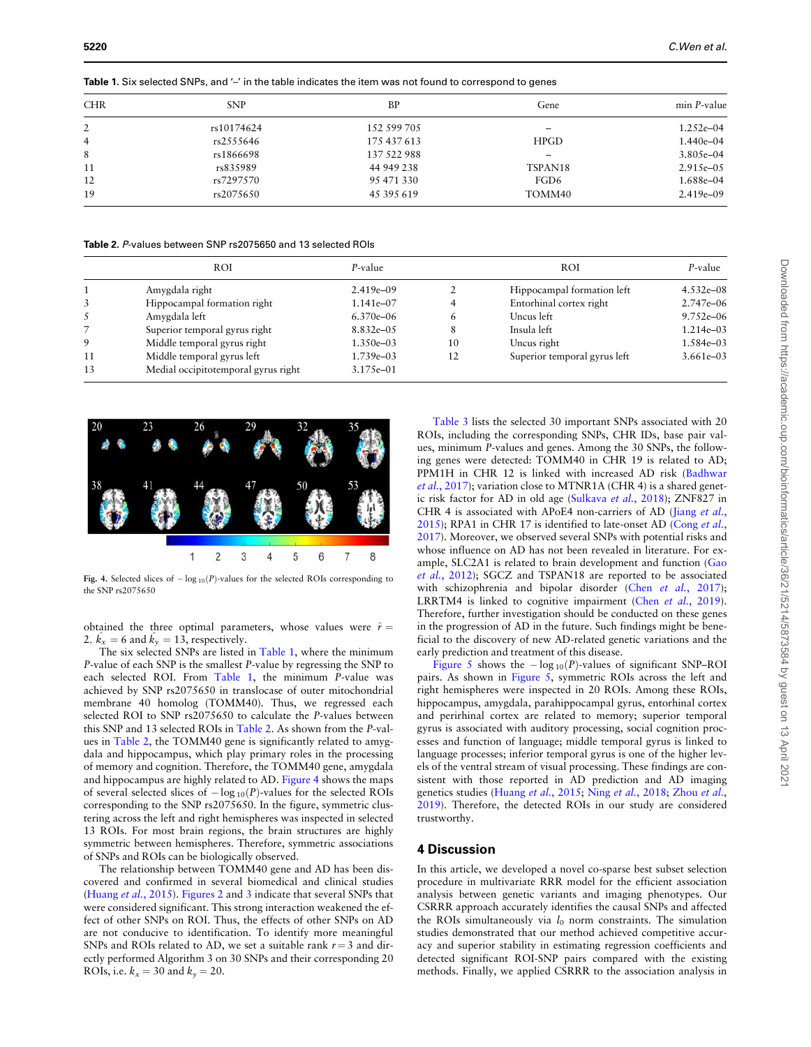**Table 1.** Six selected SNPs, and '–' in the table indicates the item was not found to correspond to genes

| CHR | SNP | BP | Gene | min *P*-value |
|---|---|---|---|---|
| 2 | rs10174624 | 152 599 705 | – | 1.252e–04 |
| 4 | rs2555646 | 175 437 613 | HPGD | 1.440e–04 |
| 8 | rs1866698 | 137 522 988 | – | 3.805e–04 |
| 11 | rs835989 | 44 949 238 | TSPAN18 | 2.915e–05 |
| 12 | rs7297570 | 95 471 330 | FGD6 | 1.688e–04 |
| 19 | rs2075650 | 45 395 619 | TOMM40 | 2.419e–09 |

**Table 2.** *P*-values between SNP rs2075650 and 13 selected ROIs

| | ROI | *P*-value | | ROI | *P*-value |
|---|---|---|---|---|---|
| 1 | Amygdala right | 2.419e–09 | 2 | Hippocampal formation left | 4.532e–08 |
| 3 | Hippocampal formation right | 1.141e–07 | 4 | Entorhinal cortex right | 2.747e–06 |
| 5 | Amygdala left | 6.370e–06 | 6 | Uncus left | 9.752e–06 |
| 7 | Superior temporal gyrus right | 8.832e–05 | 8 | Insula left | 1.214e–03 |
| 9 | Middle temporal gyrus right | 1.350e–03 | 10 | Uncus right | 1.584e–03 |
| 11 | Middle temporal gyrus left | 1.739e–03 | 12 | Superior temporal gyrus left | 3.661e–03 |
| 13 | Medial occipitotemporal gyrus right | 3.175e–01 | | | |

**Fig. 4.** Selected slices of $-\log_{10}(P)$-values for the selected ROIs corresponding to the SNP rs2075650

obtained the three optimal parameters, whose values were $\hat{r} = 2$, $\hat{k}_x = 6$ and $\hat{k}_y = 13$, respectively.

The six selected SNPs are listed in Table 1, where the minimum *P*-value of each SNP is the smallest *P*-value by regressing the SNP to each selected ROI. From Table 1, the minimum *P*-value was achieved by SNP rs2075650 in translocase of outer mitochondrial membrane 40 homolog (TOMM40). Thus, we regressed each selected ROI to SNP rs2075650 to calculate the *P*-values between this SNP and 13 selected ROIs in Table 2. As shown from the *P*-values in Table 2, the TOMM40 gene is significantly related to amygdala and hippocampus, which play primary roles in the processing of memory and cognition. Therefore, the TOMM40 gene, amygdala and hippocampus are highly related to AD. Figure 4 shows the maps of several selected slices of $-\log_{10}(P)$-values for the selected ROIs corresponding to the SNP rs2075650. In the figure, symmetric clustering across the left and right hemispheres was inspected in selected 13 ROIs. For most brain regions, the brain structures are highly symmetric between hemispheres. Therefore, symmetric associations of SNPs and ROIs can be biologically observed.

The relationship between TOMM40 gene and AD has been discovered and confirmed in several biomedical and clinical studies (Huang *et al.*, 2015). Figures 2 and 3 indicate that several SNPs that were considered significant. This strong interaction weakened the effect of other SNPs on ROI. Thus, the effects of other SNPs on AD are not conducive to identification. To identify more meaningful SNPs and ROIs related to AD, we set a suitable rank $r = 3$ and directly performed Algorithm 3 on 30 SNPs and their corresponding 20 ROIs, i.e. $k_x = 30$ and $k_y = 20$.

Table 3 lists the selected 30 important SNPs associated with 20 ROIs, including the corresponding SNPs, CHR IDs, base pair values, minimum *P*-values and genes. Among the 30 SNPs, the following genes were detected: TOMM40 in CHR 19 is related to AD; PPM1H in CHR 12 is linked with increased AD risk (Badhwar *et al.*, 2017); variation close to MTNR1A (CHR 4) is a shared genetic risk factor for AD in old age (Sulkava *et al.*, 2018); ZNF827 in CHR 4 is associated with APoE4 non-carriers of AD (Jiang *et al.*, 2015); RPA1 in CHR 17 is identified to late-onset AD (Cong *et al.*, 2017). Moreover, we observed several SNPs with potential risks and whose influence on AD has not been revealed in literature. For example, SLC2A1 is related to brain development and function (Gao *et al.*, 2012); SGCZ and TSPAN18 are reported to be associated with schizophrenia and bipolar disorder (Chen *et al.*, 2017); LRRTM4 is linked to cognitive impairment (Chen *et al.*, 2019). Therefore, further investigation should be conducted on these genes in the progression of AD in the future. Such findings might be beneficial to the discovery of new AD-related genetic variations and the early prediction and treatment of this disease.

Figure 5 shows the $-\log_{10}(P)$-values of significant SNP–ROI pairs. As shown in Figure 5, symmetric ROIs across the left and right hemispheres were inspected in 20 ROIs. Among these ROIs, hippocampus, amygdala, parahippocampal gyrus, entorhinal cortex and perirhinal cortex are related to memory; superior temporal gyrus is associated with auditory processing, social cognition processes and function of language; middle temporal gyrus is linked to language processes; inferior temporal gyrus is one of the higher levels of the ventral stream of visual processing. These findings are consistent with those reported in AD prediction and AD imaging genetics studies (Huang *et al.*, 2015; Ning *et al.*, 2018; Zhou *et al.*, 2019). Therefore, the detected ROIs in our study are considered trustworthy.

## 4 Discussion

In this article, we developed a novel co-sparse best subset selection procedure in multivariate RRR model for the efficient association analysis between genetic variants and imaging phenotypes. Our CSRRR approach accurately identifies the causal SNPs and affected the ROIs simultaneously via $l_0$ norm constraints. The simulation studies demonstrated that our method achieved competitive accuracy and superior stability in estimating regression coefficients and detected significant ROI-SNP pairs compared with the existing methods. Finally, we applied CSRRR to the association analysis in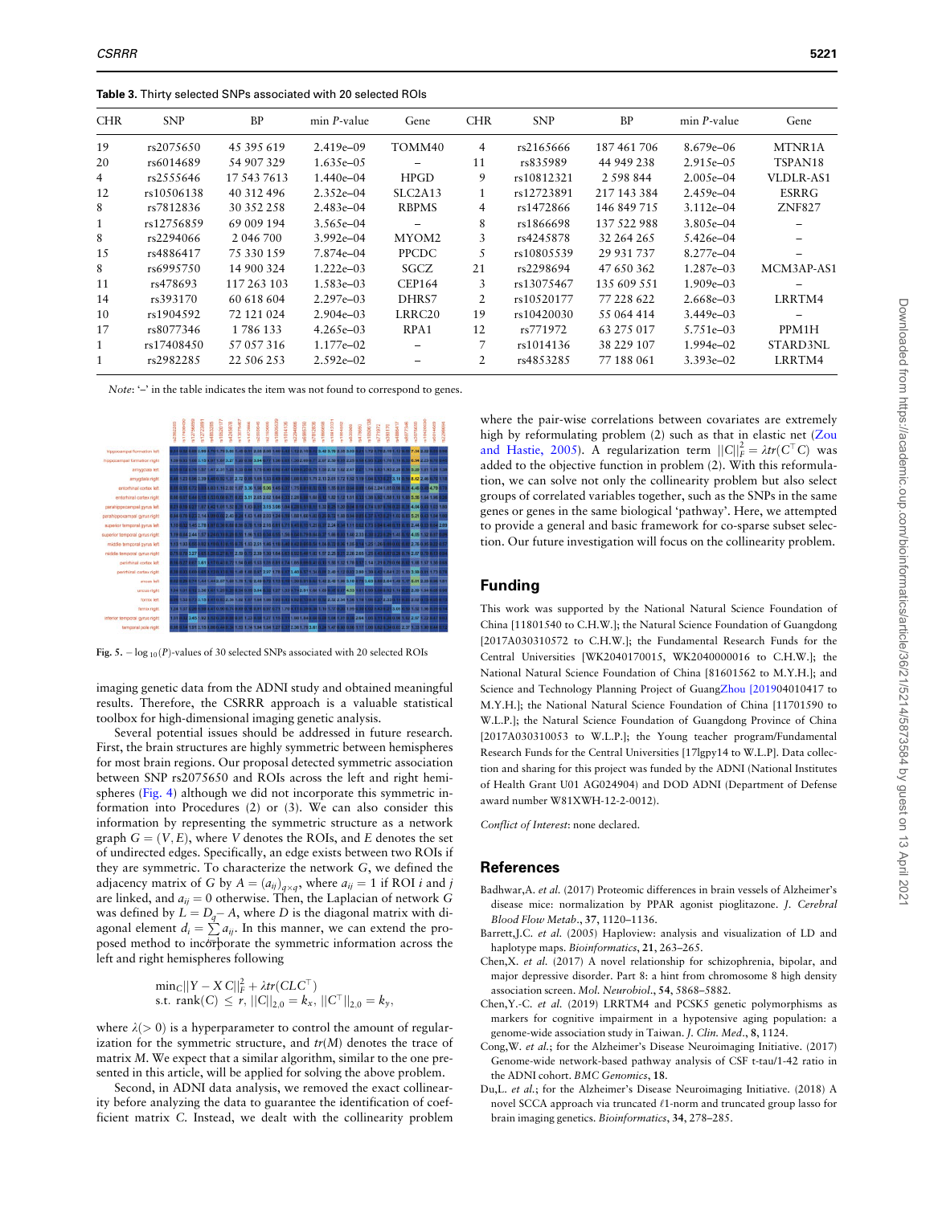**Table 3.** Thirty selected SNPs associated with 20 selected ROIs

| CHR | SNP | BP | min *P*-value | Gene | CHR | SNP | BP | min *P*-value | Gene |
|---|---|---|---|---|---|---|---|---|---|
| 19 | rs2075650 | 45 395 619 | 2.419e–09 | TOMM40 | 4 | rs2165666 | 187 461 706 | 8.679e–06 | MTNR1A |
| 20 | rs6014689 | 54 907 329 | 1.635e–05 | – | 11 | rs835989 | 44 949 238 | 2.915e–05 | TSPAN18 |
| 4 | rs2555646 | 17 543 7613 | 1.440e–04 | HPGD | 9 | rs10812321 | 2 598 844 | 2.005e–04 | VLDLR-AS1 |
| 12 | rs10506138 | 40 312 496 | 2.352e–04 | SLC2A13 | 1 | rs12723891 | 217 143 384 | 2.459e–04 | ESRRG |
| 8 | rs7812836 | 30 352 258 | 2.483e–04 | RBPMS | 4 | rs1472866 | 146 849 715 | 3.112e–04 | ZNF827 |
| 1 | rs12756859 | 69 009 194 | 3.565e–04 | – | 8 | rs1866698 | 137 522 988 | 3.805e–04 | – |
| 8 | rs2294066 | 2 046 700 | 3.992e–04 | MYOM2 | 3 | rs4245878 | 32 264 265 | 5.426e–04 | – |
| 15 | rs4886417 | 75 330 159 | 7.874e–04 | PPCDC | 5 | rs10805539 | 29 931 737 | 8.277e–04 | – |
| 8 | rs6995750 | 14 900 324 | 1.222e–03 | SGCZ | 21 | rs2298694 | 47 650 362 | 1.287e–03 | MCM3AP-AS1 |
| 11 | rs478693 | 117 263 103 | 1.583e–03 | CEP164 | 3 | rs13075467 | 135 609 551 | 1.909e–03 | – |
| 14 | rs393170 | 60 618 604 | 2.297e–03 | DHRS7 | 2 | rs10520177 | 77 228 622 | 2.668e–03 | LRRTM4 |
| 10 | rs1904592 | 72 121 024 | 2.904e–03 | LRRC20 | 19 | rs10420030 | 55 064 414 | 3.449e–03 | – |
| 17 | rs8077346 | 1 786 133 | 4.265e–03 | RPA1 | 12 | rs771972 | 63 275 017 | 5.751e–03 | PPM1H |
| 1 | rs17408450 | 57 057 316 | 1.177e–02 | – | 7 | rs1014136 | 38 229 107 | 1.994e–02 | STARD3NL |
| 1 | rs2982285 | 22 506 253 | 2.592e–02 | – | 2 | rs4853285 | 77 188 061 | 3.393e–02 | LRRTM4 |

*Note*: '–' in the table indicates the item was not found to correspond to genes.

**Fig. 5.** $-\log_{10}(P)$-values of 30 selected SNPs associated with 20 selected ROIs

imaging genetic data from the ADNI study and obtained meaningful results. Therefore, the CSRRR approach is a valuable statistical toolbox for high-dimensional imaging genetic analysis.

Several potential issues should be addressed in future research. First, the brain structures are highly symmetric between hemispheres for most brain regions. Our proposal detected symmetric association between SNP rs2075650 and ROIs across the left and right hemispheres (Fig. 4) although we did not incorporate this symmetric information into Procedures (2) or (3). We can also consider this information by representing the symmetric structure as a network graph $G = (V, E)$, where $V$ denotes the ROIs, and $E$ denotes the set of undirected edges. Specifically, an edge exists between two ROIs if they are symmetric. To characterize the network $G$, we defined the adjacency matrix of $G$ by $A = (a_{ij})_{q \times q}$, where $a_{ij} = 1$ if ROI $i$ and $j$ are linked, and $a_{ij} = 0$ otherwise. Then, the Laplacian of network $G$ was defined by $L = D_q - A$, where $D$ is the diagonal matrix with diagonal element $d_i = \sum_j a_{ij}$. In this manner, we can extend the proposed method to incorporate the symmetric information across the left and right hemispheres following

$$\min_C ||Y - XC||_F^2 + \lambda tr(CLC^\top)$$
$$\text{s.t. } \operatorname{rank}(C) \le r, \ ||C||_{2,0} = k_x, \ ||C^\top||_{2,0} = k_y,$$

where $\lambda (> 0)$ is a hyperparameter to control the amount of regularization for the symmetric structure, and $tr(M)$ denotes the trace of matrix $M$. We expect that a similar algorithm, similar to the one presented in this article, will be applied for solving the above problem.

Second, in ADNI data analysis, we removed the exact collinearity before analyzing the data to guarantee the identification of coefficient matrix $C$. Instead, we dealt with the collinearity problem where the pair-wise correlations between covariates are extremely high by reformulating problem (2) such as that in elastic net (Zou and Hastie, 2005). A regularization term $||C||_F^2 = \lambda tr(C^\top C)$ was added to the objective function in problem (2). With this reformulation, we can solve not only the collinearity problem but also select groups of correlated variables together, such as the SNPs in the same genes or genes in the same biological 'pathway'. Here, we attempted to provide a general and basic framework for co-sparse subset selection. Our future investigation will focus on the collinearity problem.

## Funding

This work was supported by the National Natural Science Foundation of China [11801540 to C.H.W.]; the Natural Science Foundation of Guangdong [2017A030310572 to C.H.W.]; the Fundamental Research Funds for the Central Universities [WK2040170015, WK2040000016 to C.H.W.]; the National Natural Science Foundation of China [81601562 to M.Y.H.]; and Science and Technology Planning Project of GuangZhou [201904010417 to M.Y.H.]; the National Natural Science Foundation of China [11701590 to W.L.P.]; the Natural Science Foundation of Guangdong Province of China [2017A030310053 to W.L.P.]; the Young teacher program/Fundamental Research Funds for the Central Universities [17lgpy14 to W.L.P]. Data collection and sharing for this project was funded by the ADNI (National Institutes of Health Grant U01 AG024904) and DOD ADNI (Department of Defense award number W81XWH-12-2-0012).

*Conflict of Interest*: none declared.

## References

Badhwar,A. *et al.* (2017) Proteomic differences in brain vessels of Alzheimer's disease mice: normalization by PPAR agonist pioglitazone. *J. Cerebral Blood Flow Metab.*, **37**, 1120–1136.

Barrett,J.C. *et al.* (2005) Haploview: analysis and visualization of LD and haplotype maps. *Bioinformatics*, **21**, 263–265.

Chen,X. *et al.* (2017) A novel relationship for schizophrenia, bipolar, and major depressive disorder. Part 8: a hint from chromosome 8 high density association screen. *Mol. Neurobiol.*, **54**, 5868–5882.

Chen,Y.-C. *et al.* (2019) LRRTM4 and PCSK5 genetic polymorphisms as markers for cognitive impairment in a hypotensive aging population: a genome-wide association study in Taiwan. *J. Clin. Med.*, **8**, 1124.

Cong,W. *et al.*; for the Alzheimer's Disease Neuroimaging Initiative. (2017) Genome-wide network-based pathway analysis of CSF t-tau/1-42 ratio in the ADNI cohort. *BMC Genomics*, **18**.

Du,L. *et al.*; for the Alzheimer's Disease Neuroimaging Initiative. (2018) A novel SCCA approach via truncated ℓ1-norm and truncated group lasso for brain imaging genetics. *Bioinformatics*, **34**, 278–285.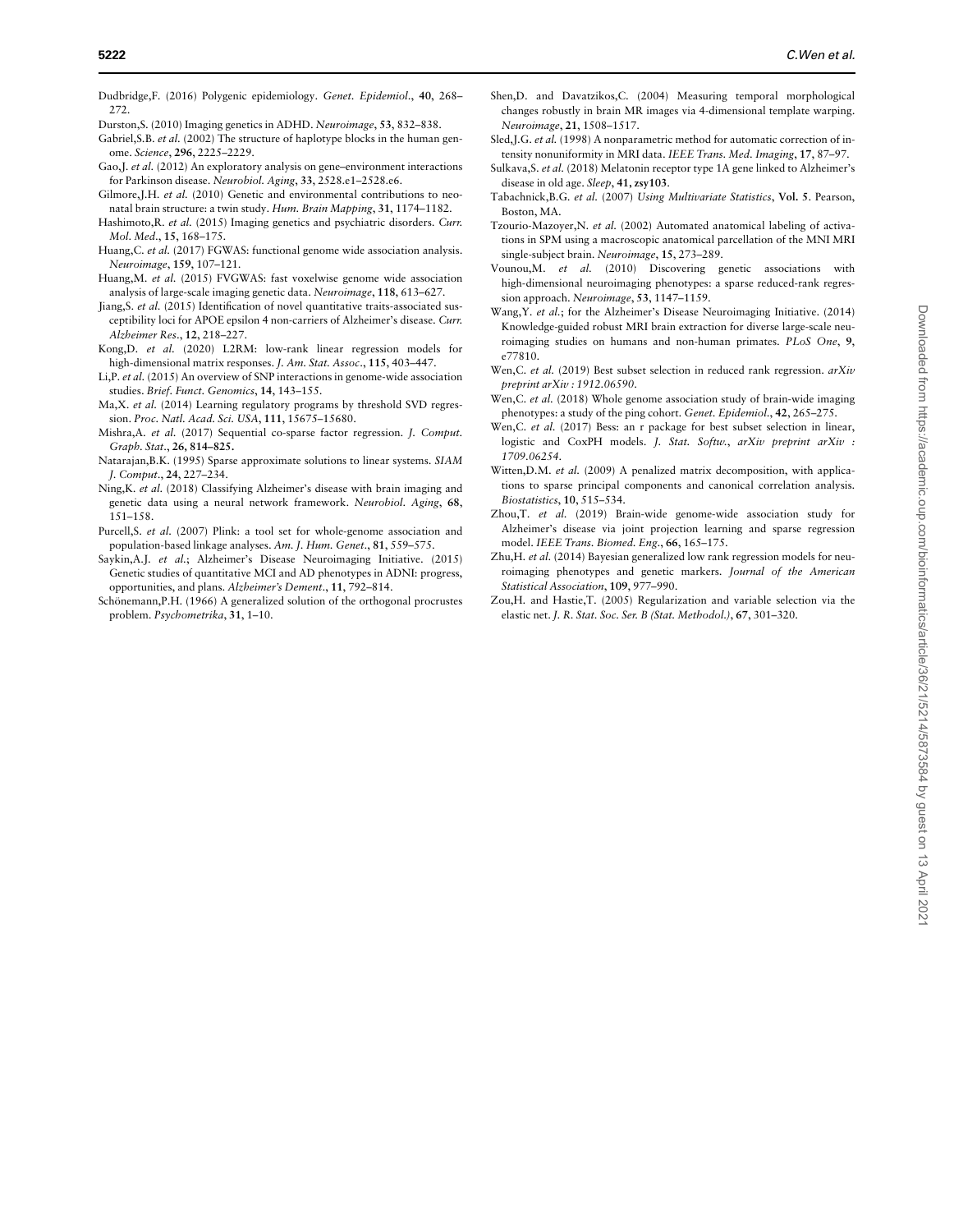Dudbridge,F. (2016) Polygenic epidemiology. *Genet. Epidemiol.*, **40**, 268–272.

Durston,S. (2010) Imaging genetics in ADHD. *Neuroimage*, **53**, 832–838.

Gabriel,S.B. *et al.* (2002) The structure of haplotype blocks in the human genome. *Science*, **296**, 2225–2229.

Gao,J. *et al.* (2012) An exploratory analysis on gene–environment interactions for Parkinson disease. *Neurobiol. Aging*, **33**, 2528.e1–2528.e6.

Gilmore,J.H. *et al.* (2010) Genetic and environmental contributions to neonatal brain structure: a twin study. *Hum. Brain Mapping*, **31**, 1174–1182.

Hashimoto,R. *et al.* (2015) Imaging genetics and psychiatric disorders. *Curr. Mol. Med.*, **15**, 168–175.

Huang,C. *et al.* (2017) FGWAS: functional genome wide association analysis. *Neuroimage*, **159**, 107–121.

Huang,M. *et al.* (2015) FVGWAS: fast voxelwise genome wide association analysis of large-scale imaging genetic data. *Neuroimage*, **118**, 613–627.

Jiang,S. *et al.* (2015) Identification of novel quantitative traits-associated susceptibility loci for APOE epsilon 4 non-carriers of Alzheimer's disease. *Curr. Alzheimer Res.*, **12**, 218–227.

Kong,D. *et al.* (2020) L2RM: low-rank linear regression models for high-dimensional matrix responses. *J. Am. Stat. Assoc.*, **115**, 403–447.

Li,P. *et al.* (2015) An overview of SNP interactions in genome-wide association studies. *Brief. Funct. Genomics*, **14**, 143–155.

Ma,X. *et al.* (2014) Learning regulatory programs by threshold SVD regression. *Proc. Natl. Acad. Sci. USA*, **111**, 15675–15680.

Mishra,A. *et al.* (2017) Sequential co-sparse factor regression. *J. Comput. Graph. Stat.*, **26, 814–825.**

Natarajan,B.K. (1995) Sparse approximate solutions to linear systems. *SIAM J. Comput.*, **24**, 227–234.

Ning,K. *et al.* (2018) Classifying Alzheimer's disease with brain imaging and genetic data using a neural network framework. *Neurobiol. Aging*, **68**, 151–158.

Purcell,S. *et al.* (2007) Plink: a tool set for whole-genome association and population-based linkage analyses. *Am. J. Hum. Genet.*, **81**, 559–575.

Saykin,A.J. *et al.*; Alzheimer's Disease Neuroimaging Initiative. (2015) Genetic studies of quantitative MCI and AD phenotypes in ADNI: progress, opportunities, and plans. *Alzheimer's Dement.*, **11**, 792–814.

Schönemann,P.H. (1966) A generalized solution of the orthogonal procrustes problem. *Psychometrika*, **31**, 1–10.

Shen,D. and Davatzikos,C. (2004) Measuring temporal morphological changes robustly in brain MR images via 4-dimensional template warping. *Neuroimage*, **21**, 1508–1517.

Sled,J.G. *et al.* (1998) A nonparametric method for automatic correction of intensity nonuniformity in MRI data. *IEEE Trans. Med. Imaging*, **17**, 87–97.

Sulkava,S. *et al.* (2018) Melatonin receptor type 1A gene linked to Alzheimer's disease in old age. *Sleep*, **41, zsy103**.

Tabachnick,B.G. *et al.* (2007) *Using Multivariate Statistics*, **Vol. 5**. Pearson, Boston, MA.

Tzourio-Mazoyer,N. *et al.* (2002) Automated anatomical labeling of activations in SPM using a macroscopic anatomical parcellation of the MNI MRI single-subject brain. *Neuroimage*, **15**, 273–289.

Vounou,M. *et al.* (2010) Discovering genetic associations with high-dimensional neuroimaging phenotypes: a sparse reduced-rank regression approach. *Neuroimage*, **53**, 1147–1159.

Wang,Y. *et al.*; for the Alzheimer's Disease Neuroimaging Initiative. (2014) Knowledge-guided robust MRI brain extraction for diverse large-scale neuroimaging studies on humans and non-human primates. *PLoS One*, **9**, e77810.

Wen,C. *et al.* (2019) Best subset selection in reduced rank regression. *arXiv preprint arXiv : 1912.06590*.

Wen,C. *et al.* (2018) Whole genome association study of brain-wide imaging phenotypes: a study of the ping cohort. *Genet. Epidemiol.*, **42**, 265–275.

Wen,C. *et al.* (2017) Bess: an r package for best subset selection in linear, logistic and CoxPH models. *J. Stat. Softw.*, *arXiv preprint arXiv : 1709.06254*.

Witten,D.M. *et al.* (2009) A penalized matrix decomposition, with applications to sparse principal components and canonical correlation analysis. *Biostatistics*, **10**, 515–534.

Zhou,T. *et al.* (2019) Brain-wide genome-wide association study for Alzheimer's disease via joint projection learning and sparse regression model. *IEEE Trans. Biomed. Eng.*, **66**, 165–175.

Zhu,H. *et al.* (2014) Bayesian generalized low rank regression models for neuroimaging phenotypes and genetic markers. *Journal of the American Statistical Association*, **109**, 977–990.

Zou,H. and Hastie,T. (2005) Regularization and variable selection via the elastic net. *J. R. Stat. Soc. Ser. B (Stat. Methodol.)*, **67**, 301–320.